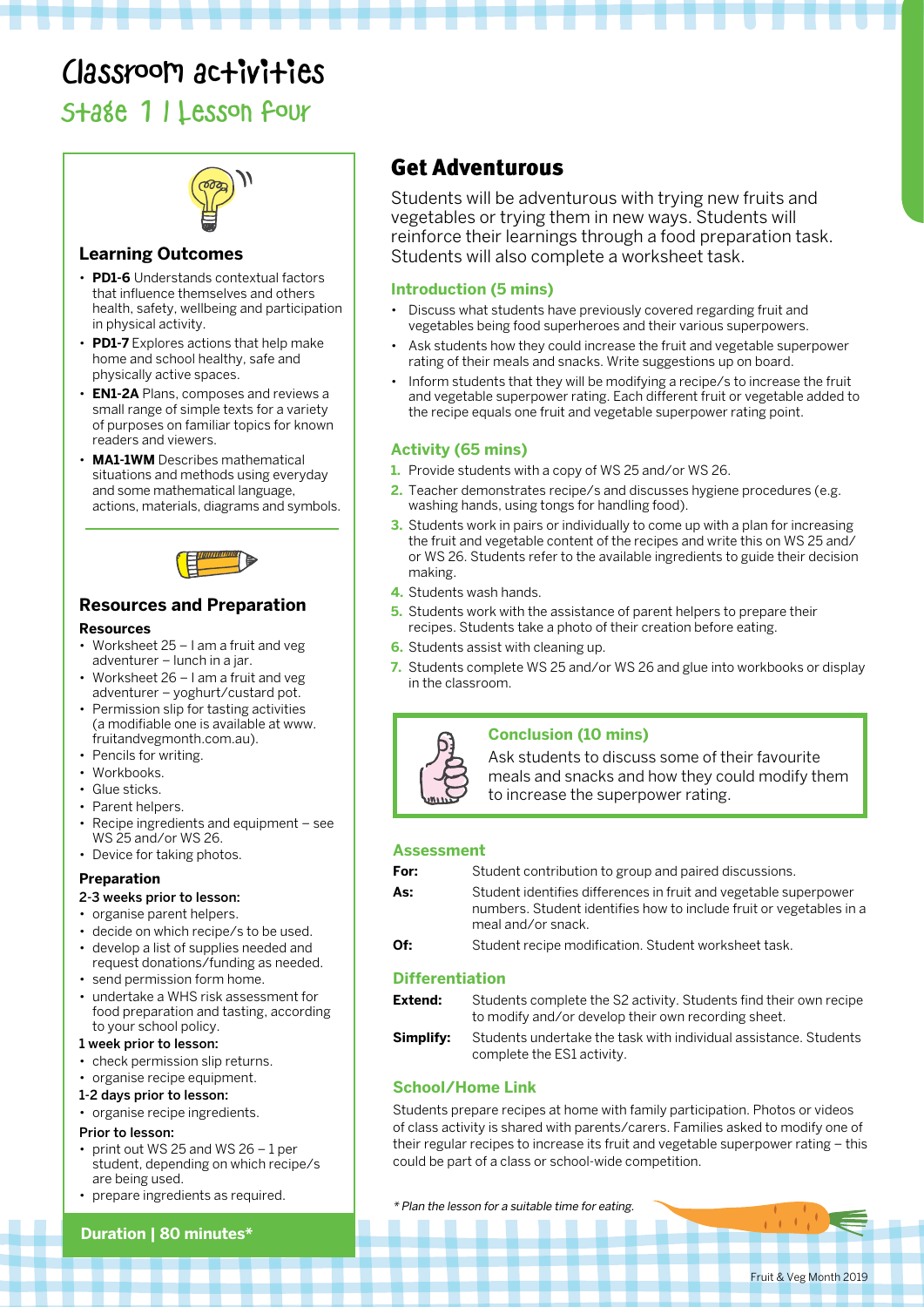# Classroom activities

## Stage 1 | Lesson four

### Learning Outcomes

- **PD1-6** Understands contextual factors that influence themselves and others health, safety, wellbeing and participation in physical activity.
- **PD1-7** Explores actions that help make home and school healthy, safe and physically active spaces.
- **EN1-2A** Plans, composes and reviews a small range of simple texts for a variety of purposes on familiar topics for known readers and viewers.
- **MA1-1WM** Describes mathematical situations and methods using everyday and some mathematical language, actions, materials, diagrams and symbols.

### Resources and Preparation

**Resources**

- Worksheet 25 – I am a fruit and veg adventurer – lunch in a jar.
- Worksheet 26 – I am a fruit and veg adventurer – yoghurt/custard pot.
- Permission slip for tasting activities (a modifiable one is available at www.fruitandvegmonth.com.au).
- Pencils for writing.
- Workbooks.
- Glue sticks.
- Parent helpers.
- Recipe ingredients and equipment – see WS 25 and/or WS 26.
- Device for taking photos.

**Preparation**

**2-3 weeks prior to lesson:**

- organise parent helpers.
- decide on which recipe/s to be used.
- develop a list of supplies needed and request donations/funding as needed.
- send permission form home.
- undertake a WHS risk assessment for food preparation and tasting, according to your school policy.

**1 week prior to lesson:**

- check permission slip returns.
- organise recipe equipment.

**1-2 days prior to lesson:**

- organise recipe ingredients.

**Prior to lesson:**

- print out WS 25 and WS 26 – 1 per student, depending on which recipe/s are being used.
- prepare ingredients as required.

**Duration | 80 minutes***

## Get Adventurous

Students will be adventurous with trying new fruits and vegetables or trying them in new ways. Students will reinforce their learnings through a food preparation task. Students will also complete a worksheet task.

### Introduction (5 mins)

- Discuss what students have previously covered regarding fruit and vegetables being food superheroes and their various superpowers.
- Ask students how they could increase the fruit and vegetable superpower rating of their meals and snacks. Write suggestions up on board.
- Inform students that they will be modifying a recipe/s to increase the fruit and vegetable superpower rating. Each different fruit or vegetable added to the recipe equals one fruit and vegetable superpower rating point.

### Activity (65 mins)

1. Provide students with a copy of WS 25 and/or WS 26.
2. Teacher demonstrates recipe/s and discusses hygiene procedures (e.g. washing hands, using tongs for handling food).
3. Students work in pairs or individually to come up with a plan for increasing the fruit and vegetable content of the recipes and write this on WS 25 and/or WS 26. Students refer to the available ingredients to guide their decision making.
4. Students wash hands.
5. Students work with the assistance of parent helpers to prepare their recipes. Students take a photo of their creation before eating.
6. Students assist with cleaning up.
7. Students complete WS 25 and/or WS 26 and glue into workbooks or display in the classroom.

### Conclusion (10 mins)

Ask students to discuss some of their favourite meals and snacks and how they could modify them to increase the superpower rating.

### Assessment

**For:** Student contribution to group and paired discussions.

**As:** Student identifies differences in fruit and vegetable superpower numbers. Student identifies how to include fruit or vegetables in a meal and/or snack.

**Of:** Student recipe modification. Student worksheet task.

### Differentiation

**Extend:** Students complete the S2 activity. Students find their own recipe to modify and/or develop their own recording sheet.

**Simplify:** Students undertake the task with individual assistance. Students complete the ES1 activity.

### School/Home Link

Students prepare recipes at home with family participation. Photos or videos of class activity is shared with parents/carers. Families asked to modify one of their regular recipes to increase its fruit and vegetable superpower rating – this could be part of a class or school-wide competition.

*\* Plan the lesson for a suitable time for eating.*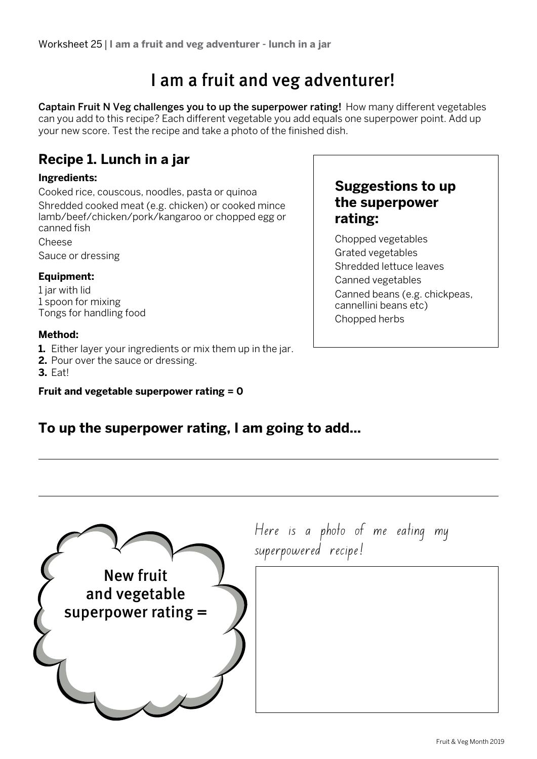# I am a fruit and veg adventurer!

**Captain Fruit N Veg challenges you to up the superpower rating!** How many different vegetables can you add to this recipe? Each different vegetable you add equals one superpower point. Add up your new score. Test the recipe and take a photo of the finished dish.

## Recipe 1. Lunch in a jar

**Ingredients:**

Cooked rice, couscous, noodles, pasta or quinoa

Shredded cooked meat (e.g. chicken) or cooked mince lamb/beef/chicken/pork/kangaroo or chopped egg or canned fish

Cheese

Sauce or dressing

**Equipment:**

1 jar with lid
1 spoon for mixing
Tongs for handling food

**Method:**

1. Either layer your ingredients or mix them up in the jar.
2. Pour over the sauce or dressing.
3. Eat!

**Fruit and vegetable superpower rating = 0**

### Suggestions to up the superpower rating:

Chopped vegetables
Grated vegetables
Shredded lettuce leaves
Canned vegetables
Canned beans (e.g. chickpeas, cannellini beans etc)
Chopped herbs

## To up the superpower rating, I am going to add...

New fruit and vegetable superpower rating =

Here is a photo of me eating my superpowered recipe!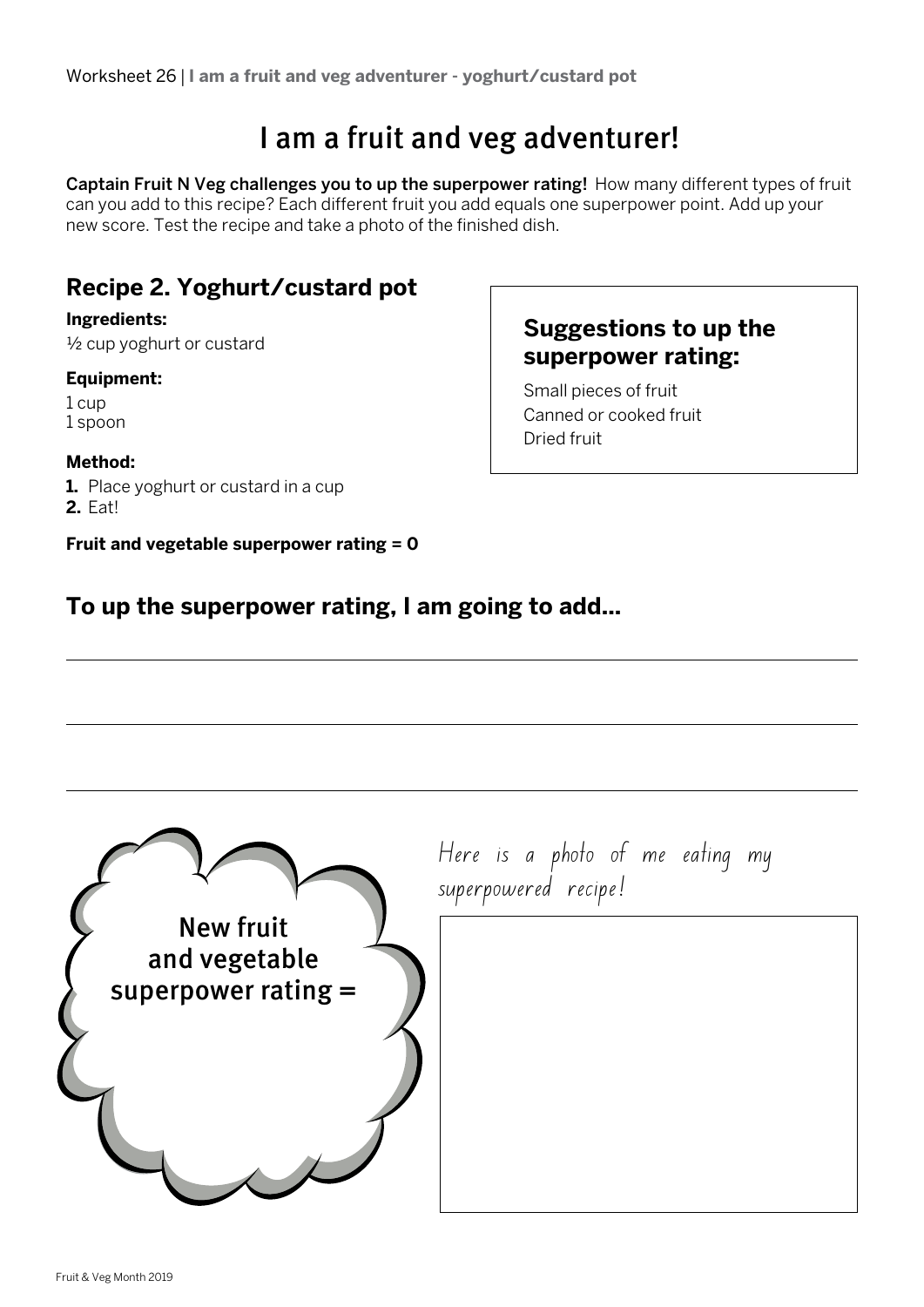Worksheet 26 | **I am a fruit and veg adventurer - yoghurt/custard pot**

# I am a fruit and veg adventurer!

**Captain Fruit N Veg challenges you to up the superpower rating!** How many different types of fruit can you add to this recipe? Each different fruit you add equals one superpower point. Add up your new score. Test the recipe and take a photo of the finished dish.

## Recipe 2. Yoghurt/custard pot

**Ingredients:**

½ cup yoghurt or custard

**Equipment:**

1 cup
1 spoon

**Method:**

1. Place yoghurt or custard in a cup
2. Eat!

**Fruit and vegetable superpower rating = 0**

### Suggestions to up the superpower rating:

Small pieces of fruit
Canned or cooked fruit
Dried fruit

## To up the superpower rating, I am going to add...

New fruit and vegetable superpower rating =

Here is a photo of me eating my superpowered recipe!